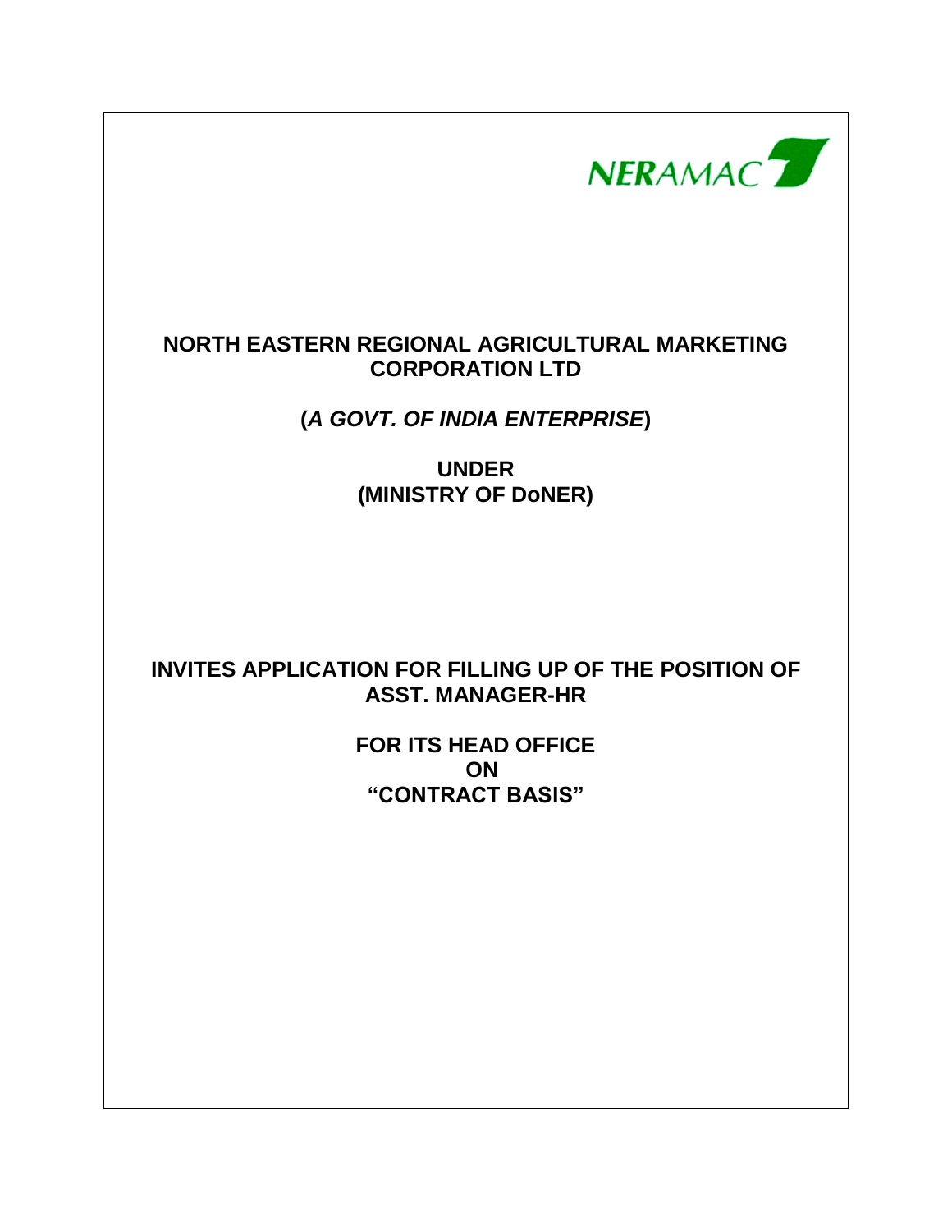NERAMAC

# NORTH EASTERN REGIONAL AGRICULTURAL MARKETING CORPORATION LTD

**(*A GOVT. OF INDIA ENTERPRISE*)**

**UNDER**
**(MINISTRY OF DoNER)**

## INVITES APPLICATION FOR FILLING UP OF THE POSITION OF ASST. MANAGER-HR

**FOR ITS HEAD OFFICE**
**ON**
**"CONTRACT BASIS"**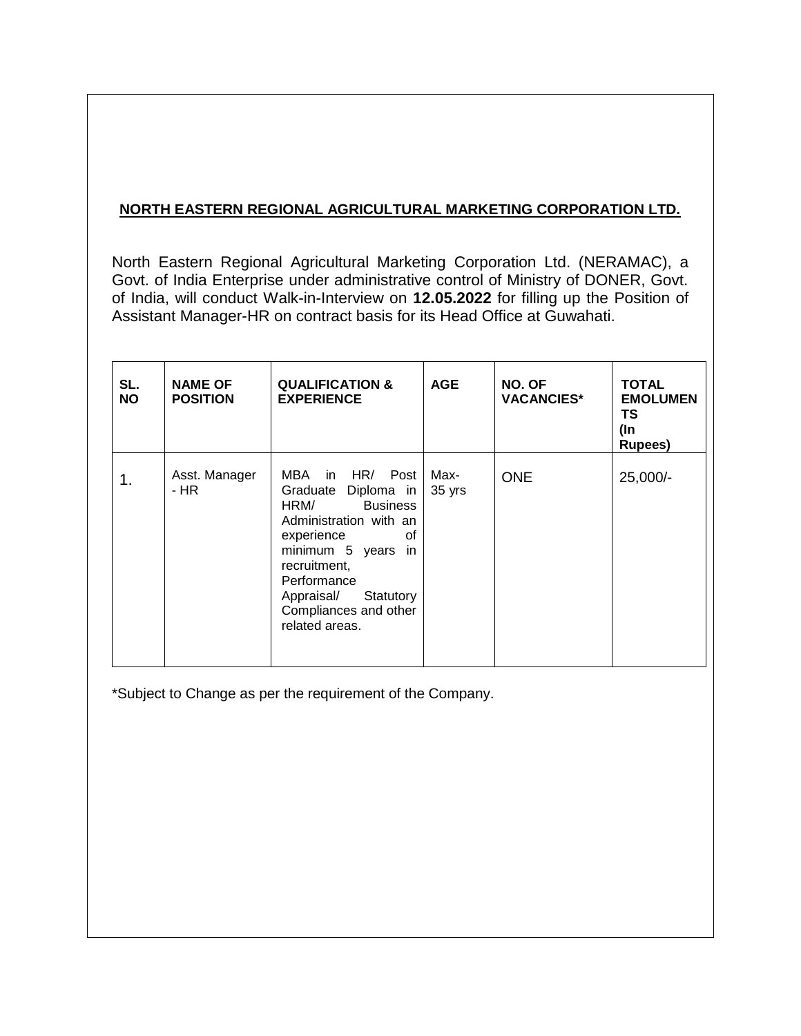## NORTH EASTERN REGIONAL AGRICULTURAL MARKETING CORPORATION LTD.

North Eastern Regional Agricultural Marketing Corporation Ltd. (NERAMAC), a Govt. of India Enterprise under administrative control of Ministry of DONER, Govt. of India, will conduct Walk-in-Interview on **12.05.2022** for filling up the Position of Assistant Manager-HR on contract basis for its Head Office at Guwahati.

| SL. NO | NAME OF POSITION | QUALIFICATION & EXPERIENCE | AGE | NO. OF VACANCIES* | TOTAL EMOLUMENTS (In Rupees) |
|---|---|---|---|---|---|
| 1. | Asst. Manager - HR | MBA in HR/ Post Graduate Diploma in HRM/ Business Administration with an experience of minimum 5 years in recruitment, Performance Appraisal/ Statutory Compliances and other related areas. | Max- 35 yrs | ONE | 25,000/- |

*Subject to Change as per the requirement of the Company.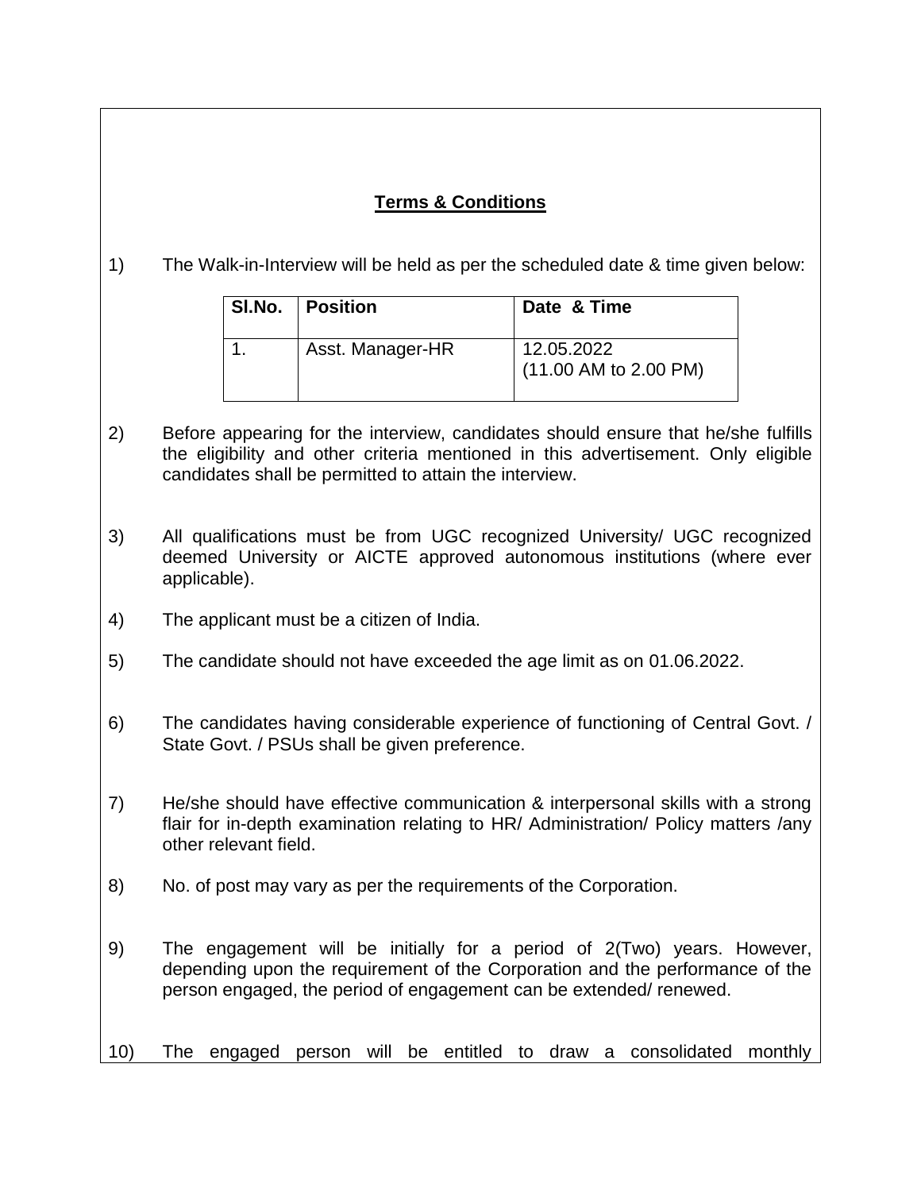## Terms & Conditions

1) The Walk-in-Interview will be held as per the scheduled date & time given below:

| Sl.No. | Position | Date & Time |
|---|---|---|
| 1. | Asst. Manager-HR | 12.05.2022 (11.00 AM to 2.00 PM) |

2) Before appearing for the interview, candidates should ensure that he/she fulfills the eligibility and other criteria mentioned in this advertisement. Only eligible candidates shall be permitted to attain the interview.

3) All qualifications must be from UGC recognized University/ UGC recognized deemed University or AICTE approved autonomous institutions (where ever applicable).

4) The applicant must be a citizen of India.

5) The candidate should not have exceeded the age limit as on 01.06.2022.

6) The candidates having considerable experience of functioning of Central Govt. / State Govt. / PSUs shall be given preference.

7) He/she should have effective communication & interpersonal skills with a strong flair for in-depth examination relating to HR/ Administration/ Policy matters /any other relevant field.

8) No. of post may vary as per the requirements of the Corporation.

9) The engagement will be initially for a period of 2(Two) years. However, depending upon the requirement of the Corporation and the performance of the person engaged, the period of engagement can be extended/ renewed.

10) The engaged person will be entitled to draw a consolidated monthly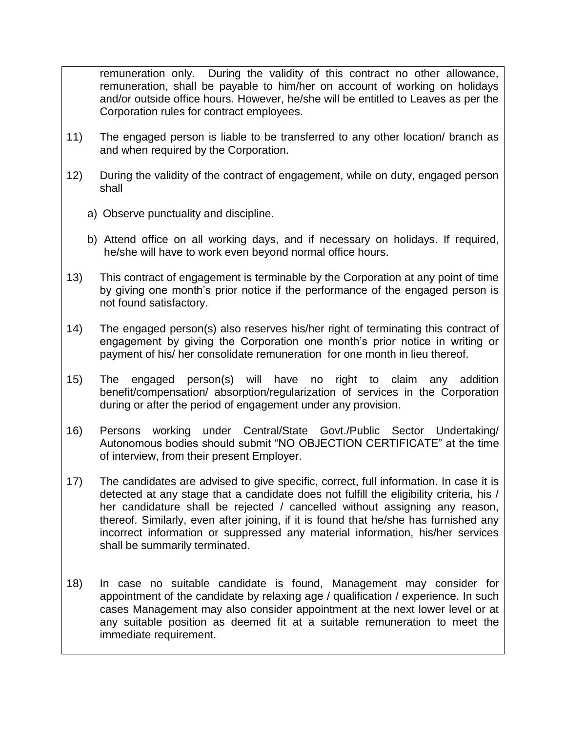remuneration only. During the validity of this contract no other allowance, remuneration, shall be payable to him/her on account of working on holidays and/or outside office hours. However, he/she will be entitled to Leaves as per the Corporation rules for contract employees.

11) The engaged person is liable to be transferred to any other location/ branch as and when required by the Corporation.

12) During the validity of the contract of engagement, while on duty, engaged person shall

   a) Observe punctuality and discipline.

   b) Attend office on all working days, and if necessary on holidays. If required, he/she will have to work even beyond normal office hours.

13) This contract of engagement is terminable by the Corporation at any point of time by giving one month's prior notice if the performance of the engaged person is not found satisfactory.

14) The engaged person(s) also reserves his/her right of terminating this contract of engagement by giving the Corporation one month's prior notice in writing or payment of his/ her consolidate remuneration for one month in lieu thereof.

15) The engaged person(s) will have no right to claim any addition benefit/compensation/ absorption/regularization of services in the Corporation during or after the period of engagement under any provision.

16) Persons working under Central/State Govt./Public Sector Undertaking/ Autonomous bodies should submit "NO OBJECTION CERTIFICATE" at the time of interview, from their present Employer.

17) The candidates are advised to give specific, correct, full information. In case it is detected at any stage that a candidate does not fulfill the eligibility criteria, his / her candidature shall be rejected / cancelled without assigning any reason, thereof. Similarly, even after joining, if it is found that he/she has furnished any incorrect information or suppressed any material information, his/her services shall be summarily terminated.

18) In case no suitable candidate is found, Management may consider for appointment of the candidate by relaxing age / qualification / experience. In such cases Management may also consider appointment at the next lower level or at any suitable position as deemed fit at a suitable remuneration to meet the immediate requirement.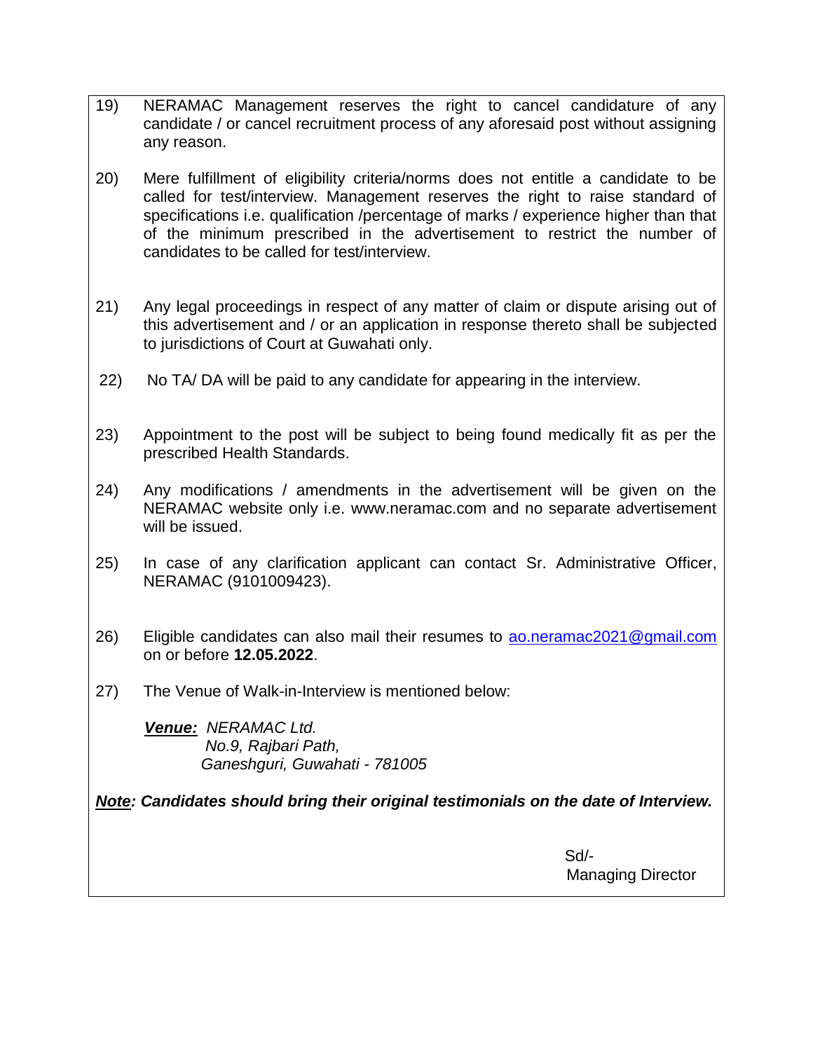19) NERAMAC Management reserves the right to cancel candidature of any candidate / or cancel recruitment process of any aforesaid post without assigning any reason.

20) Mere fulfillment of eligibility criteria/norms does not entitle a candidate to be called for test/interview. Management reserves the right to raise standard of specifications i.e. qualification /percentage of marks / experience higher than that of the minimum prescribed in the advertisement to restrict the number of candidates to be called for test/interview.

21) Any legal proceedings in respect of any matter of claim or dispute arising out of this advertisement and / or an application in response thereto shall be subjected to jurisdictions of Court at Guwahati only.

22) No TA/ DA will be paid to any candidate for appearing in the interview.

23) Appointment to the post will be subject to being found medically fit as per the prescribed Health Standards.

24) Any modifications / amendments in the advertisement will be given on the NERAMAC website only i.e. www.neramac.com and no separate advertisement will be issued.

25) In case of any clarification applicant can contact Sr. Administrative Officer, NERAMAC (9101009423).

26) Eligible candidates can also mail their resumes to ao.neramac2021@gmail.com on or before **12.05.2022**.

27) The Venue of Walk-in-Interview is mentioned below:

***Venue:*** *NERAMAC Ltd.*
*No.9, Rajbari Path,*
*Ganeshguri, Guwahati - 781005*

***Note: Candidates should bring their original testimonials on the date of Interview.***

Sd/-
Managing Director